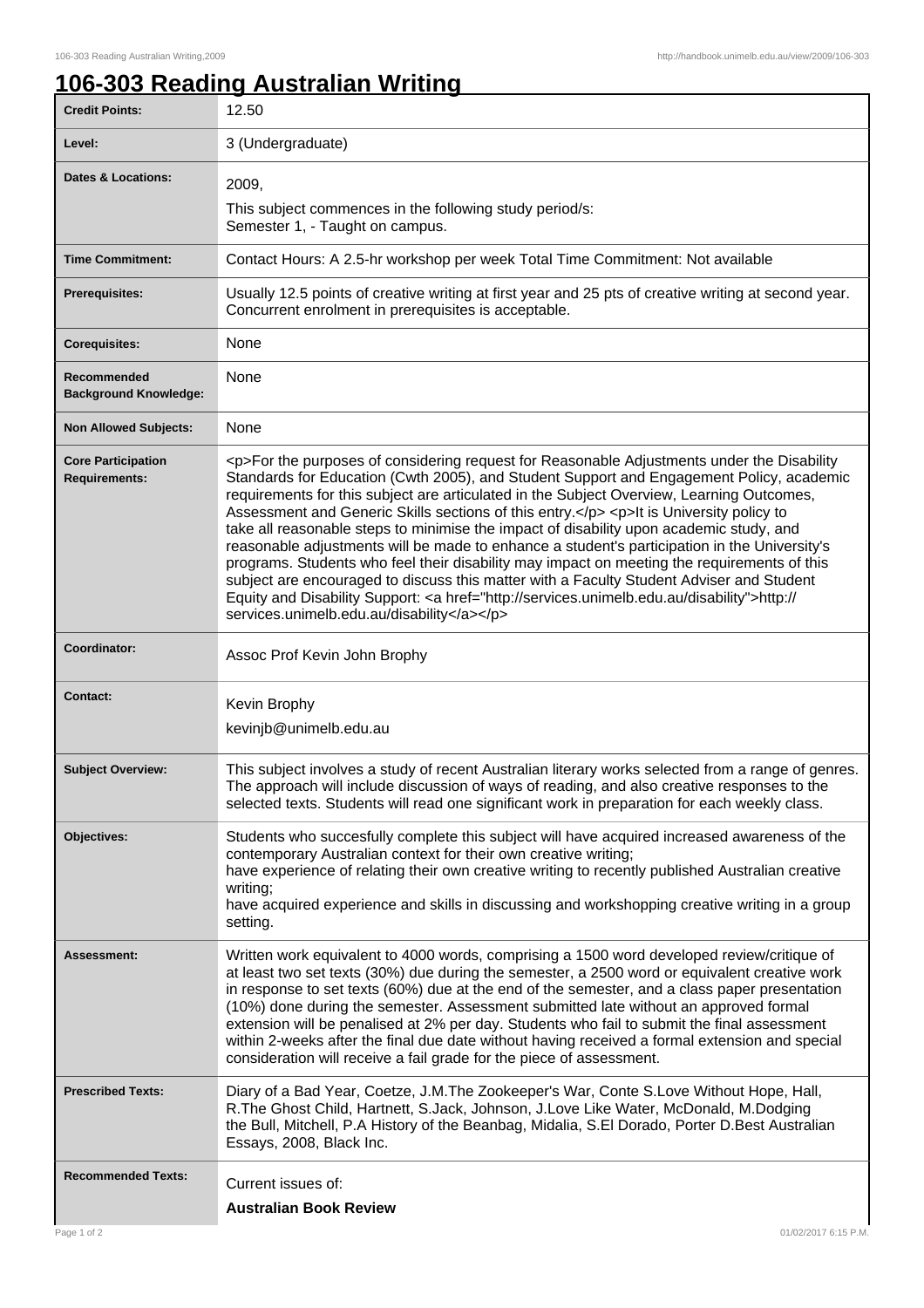# 106-303 Reading Australian Writing

| | |
|---|---|
| **Credit Points:** | 12.50 |
| **Level:** | 3 (Undergraduate) |
| **Dates & Locations:** | 2009,<br>This subject commences in the following study period/s:<br>Semester 1, - Taught on campus. |
| **Time Commitment:** | Contact Hours: A 2.5-hr workshop per week Total Time Commitment: Not available |
| **Prerequisites:** | Usually 12.5 points of creative writing at first year and 25 pts of creative writing at second year. Concurrent enrolment in prerequisites is acceptable. |
| **Corequisites:** | None |
| **Recommended Background Knowledge:** | None |
| **Non Allowed Subjects:** | None |
| **Core Participation Requirements:** | <p>For the purposes of considering request for Reasonable Adjustments under the Disability Standards for Education (Cwth 2005), and Student Support and Engagement Policy, academic requirements for this subject are articulated in the Subject Overview, Learning Outcomes, Assessment and Generic Skills sections of this entry.</p> <p>It is University policy to take all reasonable steps to minimise the impact of disability upon academic study, and reasonable adjustments will be made to enhance a student's participation in the University's programs. Students who feel their disability may impact on meeting the requirements of this subject are encouraged to discuss this matter with a Faculty Student Adviser and Student Equity and Disability Support: <a href="http://services.unimelb.edu.au/disability">http://services.unimelb.edu.au/disability</a></p> |
| **Coordinator:** | Assoc Prof Kevin John Brophy |
| **Contact:** | Kevin Brophy<br>kevinjb@unimelb.edu.au |
| **Subject Overview:** | This subject involves a study of recent Australian literary works selected from a range of genres. The approach will include discussion of ways of reading, and also creative responses to the selected texts. Students will read one significant work in preparation for each weekly class. |
| **Objectives:** | Students who succesfully complete this subject will have acquired increased awareness of the contemporary Australian context for their own creative writing;<br>have experience of relating their own creative writing to recently published Australian creative writing;<br>have acquired experience and skills in discussing and workshopping creative writing in a group setting. |
| **Assessment:** | Written work equivalent to 4000 words, comprising a 1500 word developed review/critique of at least two set texts (30%) due during the semester, a 2500 word or equivalent creative work in response to set texts (60%) due at the end of the semester, and a class paper presentation (10%) done during the semester. Assessment submitted late without an approved formal extension will be penalised at 2% per day. Students who fail to submit the final assessment within 2-weeks after the final due date without having received a formal extension and special consideration will receive a fail grade for the piece of assessment. |
| **Prescribed Texts:** | Diary of a Bad Year, Coetze, J.M.The Zookeeper's War, Conte S.Love Without Hope, Hall, R.The Ghost Child, Hartnett, S.Jack, Johnson, J.Love Like Water, McDonald, M.Dodging the Bull, Mitchell, P.A History of the Beanbag, Midalia, S.El Dorado, Porter D.Best Australian Essays, 2008, Black Inc. |
| **Recommended Texts:** | Current issues of:<br>**Australian Book Review** |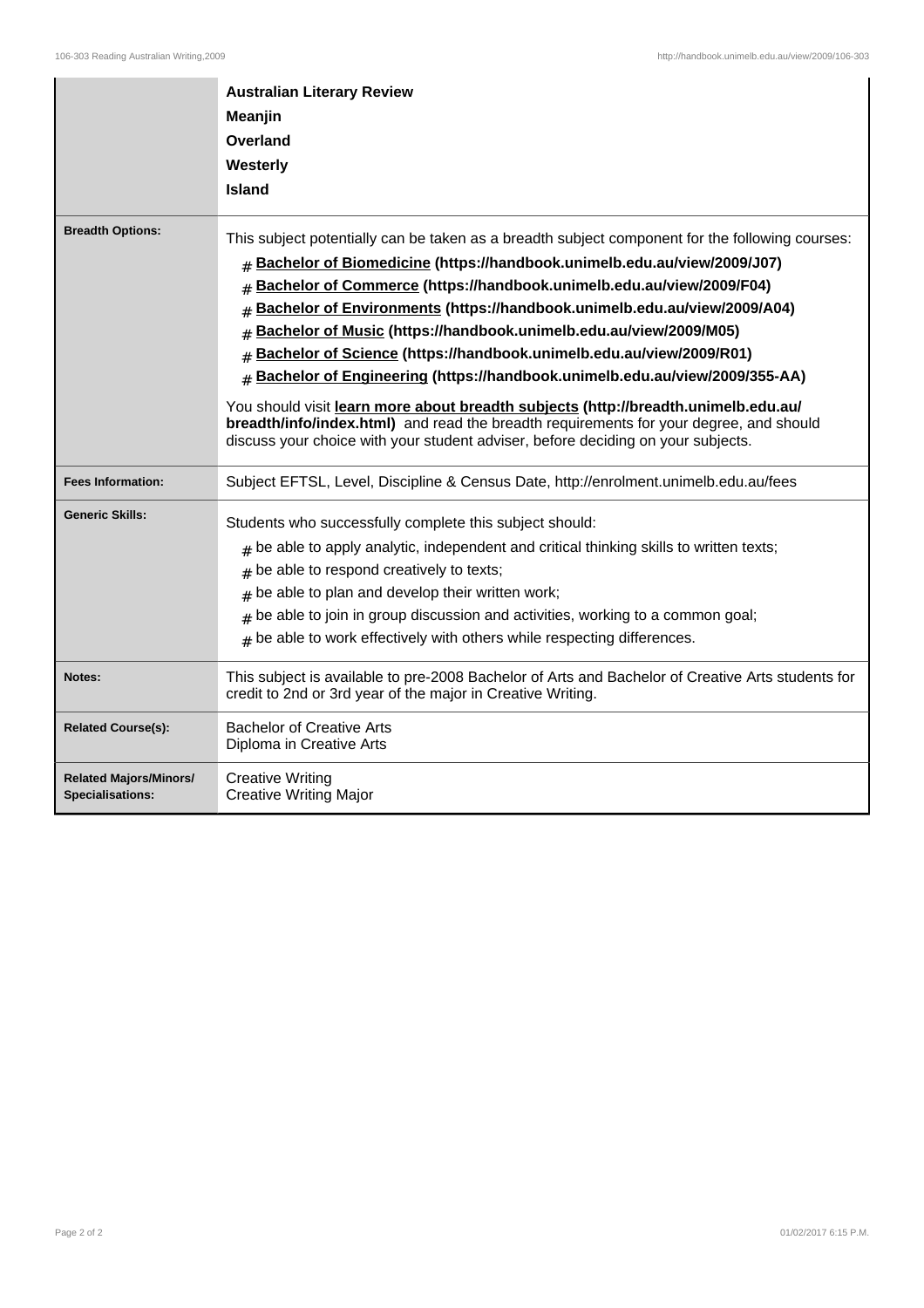| | |
|---|---|
| | **Australian Literary Review**<br>**Meanjin**<br>**Overland**<br>**Westerly**<br>**Island** |
| **Breadth Options:** | This subject potentially can be taken as a breadth subject component for the following courses:<br># **Bachelor of Biomedicine (https://handbook.unimelb.edu.au/view/2009/J07)**<br># **Bachelor of Commerce (https://handbook.unimelb.edu.au/view/2009/F04)**<br># **Bachelor of Environments (https://handbook.unimelb.edu.au/view/2009/A04)**<br># **Bachelor of Music (https://handbook.unimelb.edu.au/view/2009/M05)**<br># **Bachelor of Science (https://handbook.unimelb.edu.au/view/2009/R01)**<br># **Bachelor of Engineering (https://handbook.unimelb.edu.au/view/2009/355-AA)**<br>You should visit **learn more about breadth subjects (http://breadth.unimelb.edu.au/breadth/info/index.html)** and read the breadth requirements for your degree, and should discuss your choice with your student adviser, before deciding on your subjects. |
| **Fees Information:** | Subject EFTSL, Level, Discipline & Census Date, http://enrolment.unimelb.edu.au/fees |
| **Generic Skills:** | Students who successfully complete this subject should:<br># be able to apply analytic, independent and critical thinking skills to written texts;<br># be able to respond creatively to texts;<br># be able to plan and develop their written work;<br># be able to join in group discussion and activities, working to a common goal;<br># be able to work effectively with others while respecting differences. |
| **Notes:** | This subject is available to pre-2008 Bachelor of Arts and Bachelor of Creative Arts students for credit to 2nd or 3rd year of the major in Creative Writing. |
| **Related Course(s):** | Bachelor of Creative Arts<br>Diploma in Creative Arts |
| **Related Majors/Minors/ Specialisations:** | Creative Writing<br>Creative Writing Major |